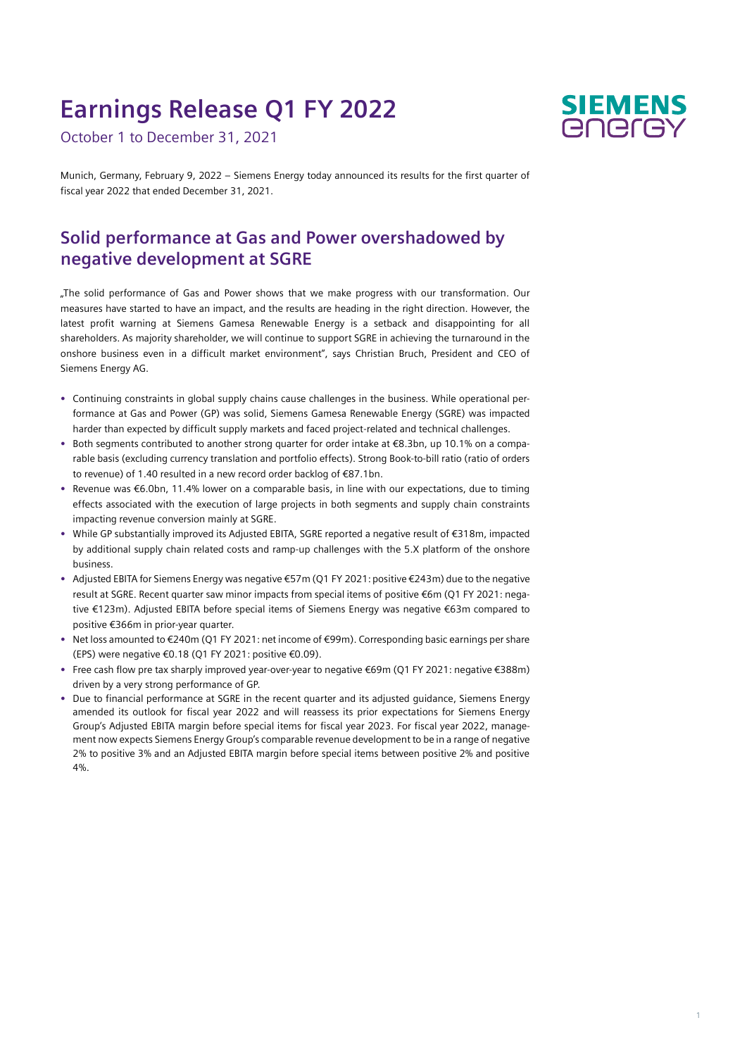# Earnings Release Q1 FY 2022

October 1 to December 31, 2021

Munich, Germany, February 9, 2022 – Siemens Energy today announced its results for the first quarter of fiscal year 2022 that ended December 31, 2021.

## Solid performance at Gas and Power overshadowed by negative development at SGRE

„The solid performance of Gas and Power shows that we make progress with our transformation. Our measures have started to have an impact, and the results are heading in the right direction. However, the latest profit warning at Siemens Gamesa Renewable Energy is a setback and disappointing for all shareholders. As majority shareholder, we will continue to support SGRE in achieving the turnaround in the onshore business even in a difficult market environment", says Christian Bruch, President and CEO of Siemens Energy AG.

- Continuing constraints in global supply chains cause challenges in the business. While operational performance at Gas and Power (GP) was solid, Siemens Gamesa Renewable Energy (SGRE) was impacted harder than expected by difficult supply markets and faced project-related and technical challenges.
- Both segments contributed to another strong quarter for order intake at €8.3bn, up 10.1% on a comparable basis (excluding currency translation and portfolio effects). Strong Book-to-bill ratio (ratio of orders to revenue) of 1.40 resulted in a new record order backlog of €87.1bn.
- Revenue was €6.0bn, 11.4% lower on a comparable basis, in line with our expectations, due to timing effects associated with the execution of large projects in both segments and supply chain constraints impacting revenue conversion mainly at SGRE.
- While GP substantially improved its Adjusted EBITA, SGRE reported a negative result of €318m, impacted by additional supply chain related costs and ramp-up challenges with the 5.X platform of the onshore business.
- Adjusted EBITA for Siemens Energy was negative €57m (Q1 FY 2021: positive €243m) due to the negative result at SGRE. Recent quarter saw minor impacts from special items of positive €6m (Q1 FY 2021: negative €123m). Adjusted EBITA before special items of Siemens Energy was negative €63m compared to positive €366m in prior-year quarter.
- Net loss amounted to €240m (Q1 FY 2021: net income of €99m). Corresponding basic earnings per share (EPS) were negative €0.18 (Q1 FY 2021: positive €0.09).
- Free cash flow pre tax sharply improved year-over-year to negative €69m (Q1 FY 2021: negative €388m) driven by a very strong performance of GP.
- Due to financial performance at SGRE in the recent quarter and its adjusted guidance, Siemens Energy amended its outlook for fiscal year 2022 and will reassess its prior expectations for Siemens Energy Group's Adjusted EBITA margin before special items for fiscal year 2023. For fiscal year 2022, management now expects Siemens Energy Group's comparable revenue development to be in a range of negative 2% to positive 3% and an Adjusted EBITA margin before special items between positive 2% and positive 4%.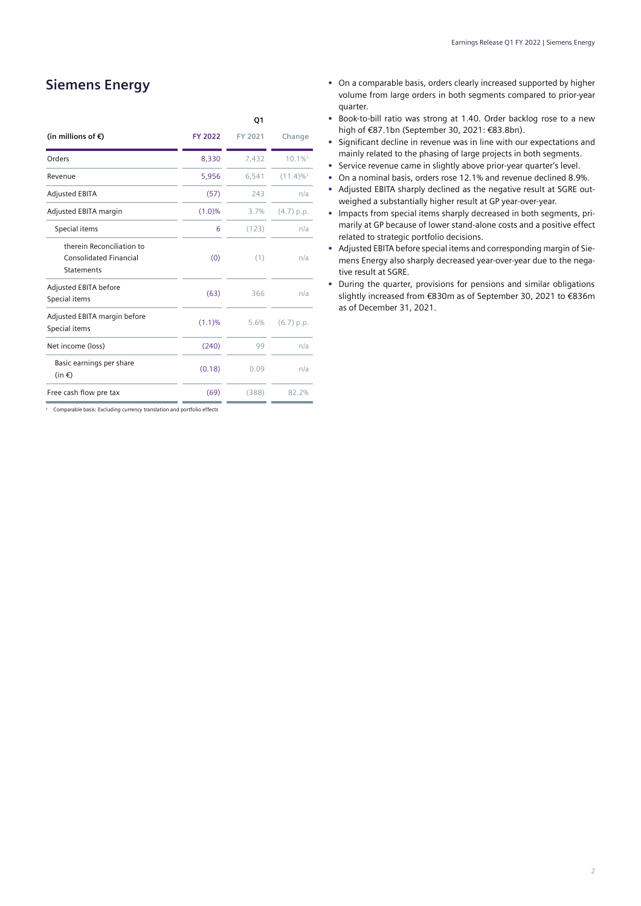## Siemens Energy

| | Q1 | | |
|---|---|---|---|
| (in millions of €) | FY 2022 | FY 2021 | Change |
| Orders | 8,330 | 7,432 | 10.1%[1] |
| Revenue | 5,956 | 6,541 | (11.4)%[1] |
| Adjusted EBITA | (57) | 243 | n/a |
| Adjusted EBITA margin | (1.0)% | 3.7% | (4.7) p.p. |
| Special items | 6 | (123) | n/a |
| therein Reconciliation to Consolidated Financial Statements | (0) | (1) | n/a |
| Adjusted EBITA before Special items | (63) | 366 | n/a |
| Adjusted EBITA margin before Special items | (1.1)% | 5.6% | (6.7) p.p. |
| Net income (loss) | (240) | 99 | n/a |
| Basic earnings per share (in €) | (0.18) | 0.09 | n/a |
| Free cash flow pre tax | (69) | (388) | 82.2% |

[1] Comparable basis: Excluding currency translation and portfolio effects

- On a comparable basis, orders clearly increased supported by higher volume from large orders in both segments compared to prior-year quarter.
- Book-to-bill ratio was strong at 1.40. Order backlog rose to a new high of €87.1bn (September 30, 2021: €83.8bn).
- Significant decline in revenue was in line with our expectations and mainly related to the phasing of large projects in both segments.
- Service revenue came in slightly above prior-year quarter's level.
- On a nominal basis, orders rose 12.1% and revenue declined 8.9%.
- Adjusted EBITA sharply declined as the negative result at SGRE outweighed a substantially higher result at GP year-over-year.
- Impacts from special items sharply decreased in both segments, primarily at GP because of lower stand-alone costs and a positive effect related to strategic portfolio decisions.
- Adjusted EBITA before special items and corresponding margin of Siemens Energy also sharply decreased year-over-year due to the negative result at SGRE.
- During the quarter, provisions for pensions and similar obligations slightly increased from €830m as of September 30, 2021 to €836m as of December 31, 2021.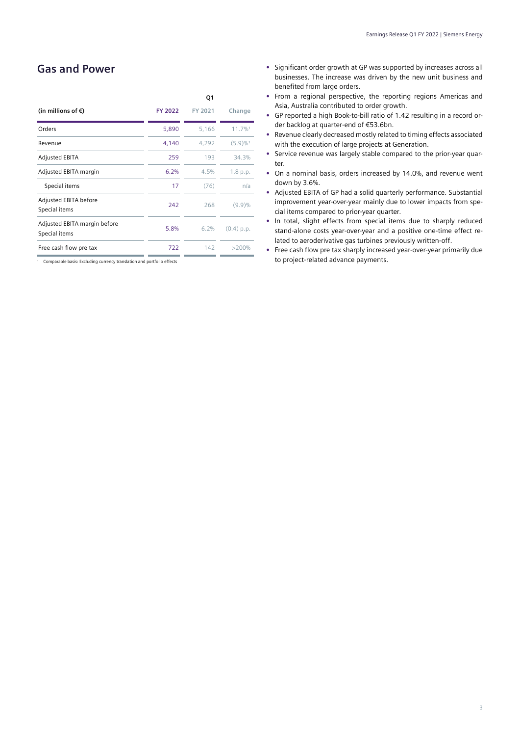## Gas and Power

| (in millions of €) | Q1 | | |
|---|---|---|---|
| | FY 2022 | FY 2021 | Change |
| Orders | 5,890 | 5,166 | 11.7%[1] |
| Revenue | 4,140 | 4,292 | (5.9)%[1] |
| Adjusted EBITA | 259 | 193 | 34.3% |
| Adjusted EBITA margin | 6.2% | 4.5% | 1.8 p.p. |
| Special items | 17 | (76) | n/a |
| Adjusted EBITA before Special items | 242 | 268 | (9.9)% |
| Adjusted EBITA margin before Special items | 5.8% | 6.2% | (0.4) p.p. |
| Free cash flow pre tax | 722 | 142 | >200% |

[1] Comparable basis: Excluding currency translation and portfolio effects

- Significant order growth at GP was supported by increases across all businesses. The increase was driven by the new unit business and benefited from large orders.
- From a regional perspective, the reporting regions Americas and Asia, Australia contributed to order growth.
- GP reported a high Book-to-bill ratio of 1.42 resulting in a record order backlog at quarter-end of €53.6bn.
- Revenue clearly decreased mostly related to timing effects associated with the execution of large projects at Generation.
- Service revenue was largely stable compared to the prior-year quarter.
- On a nominal basis, orders increased by 14.0%, and revenue went down by 3.6%.
- Adjusted EBITA of GP had a solid quarterly performance. Substantial improvement year-over-year mainly due to lower impacts from special items compared to prior-year quarter.
- In total, slight effects from special items due to sharply reduced stand-alone costs year-over-year and a positive one-time effect related to aeroderivative gas turbines previously written-off.
- Free cash flow pre tax sharply increased year-over-year primarily due to project-related advance payments.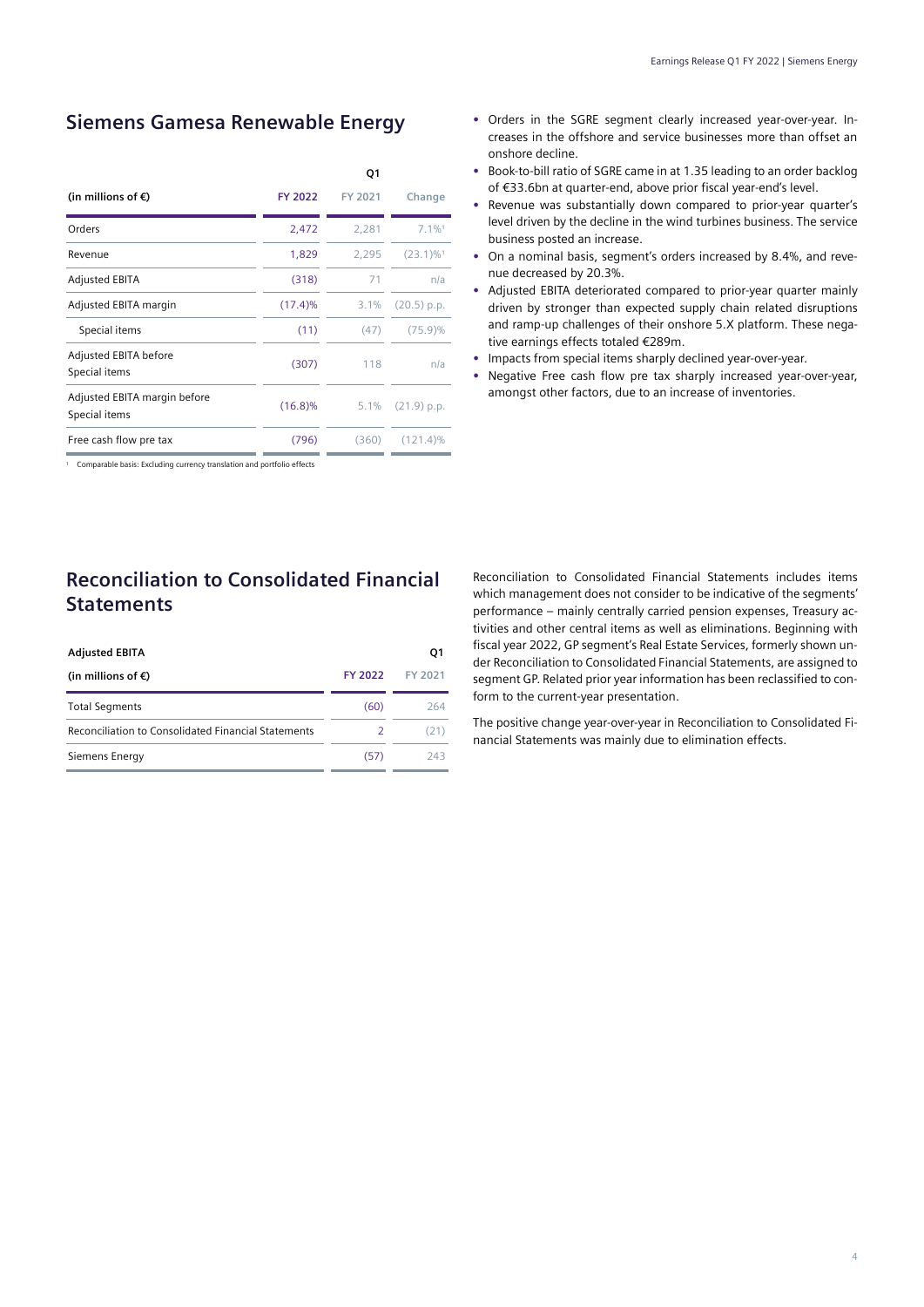## Siemens Gamesa Renewable Energy

| (in millions of €) | Q1 FY 2022 | Q1 FY 2021 | Change |
|---|---|---|---|
| Orders | 2,472 | 2,281 | 7.1%[1] |
| Revenue | 1,829 | 2,295 | (23.1)%[1] |
| Adjusted EBITA | (318) | 71 | n/a |
| Adjusted EBITA margin | (17.4)% | 3.1% | (20.5) p.p. |
| Special items | (11) | (47) | (75.9)% |
| Adjusted EBITA before Special items | (307) | 118 | n/a |
| Adjusted EBITA margin before Special items | (16.8)% | 5.1% | (21.9) p.p. |
| Free cash flow pre tax | (796) | (360) | (121.4)% |

[1] Comparable basis: Excluding currency translation and portfolio effects

- Orders in the SGRE segment clearly increased year-over-year. Increases in the offshore and service businesses more than offset an onshore decline.
- Book-to-bill ratio of SGRE came in at 1.35 leading to an order backlog of €33.6bn at quarter-end, above prior fiscal year-end's level.
- Revenue was substantially down compared to prior-year quarter's level driven by the decline in the wind turbines business. The service business posted an increase.
- On a nominal basis, segment's orders increased by 8.4%, and revenue decreased by 20.3%.
- Adjusted EBITA deteriorated compared to prior-year quarter mainly driven by stronger than expected supply chain related disruptions and ramp-up challenges of their onshore 5.X platform. These negative earnings effects totaled €289m.
- Impacts from special items sharply declined year-over-year.
- Negative Free cash flow pre tax sharply increased year-over-year, amongst other factors, due to an increase of inventories.

## Reconciliation to Consolidated Financial Statements

| Adjusted EBITA (in millions of €) | Q1 FY 2022 | Q1 FY 2021 |
|---|---|---|
| Total Segments | (60) | 264 |
| Reconciliation to Consolidated Financial Statements | 2 | (21) |
| Siemens Energy | (57) | 243 |

Reconciliation to Consolidated Financial Statements includes items which management does not consider to be indicative of the segments' performance – mainly centrally carried pension expenses, Treasury activities and other central items as well as eliminations. Beginning with fiscal year 2022, GP segment's Real Estate Services, formerly shown under Reconciliation to Consolidated Financial Statements, are assigned to segment GP. Related prior year information has been reclassified to conform to the current-year presentation.

The positive change year-over-year in Reconciliation to Consolidated Financial Statements was mainly due to elimination effects.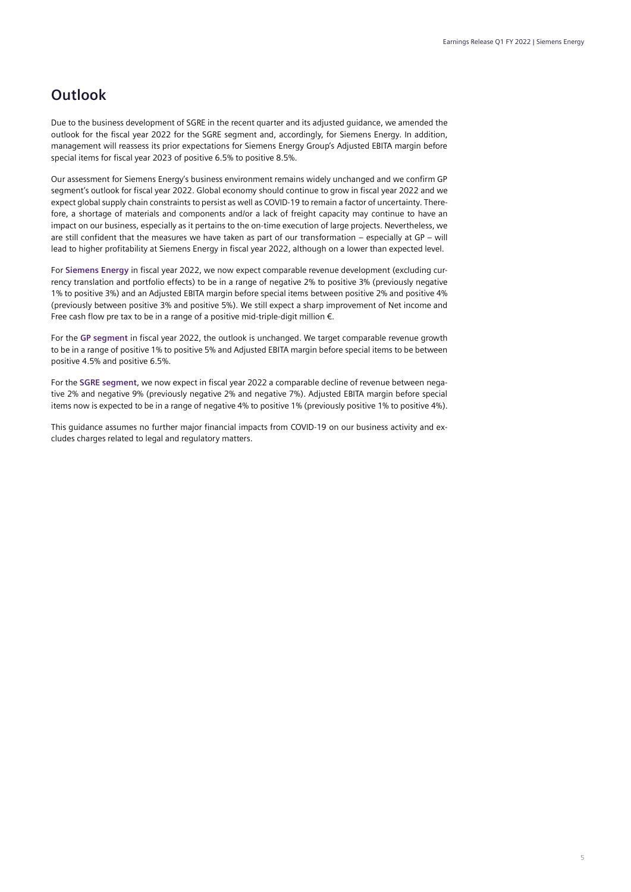## Outlook

Due to the business development of SGRE in the recent quarter and its adjusted guidance, we amended the outlook for the fiscal year 2022 for the SGRE segment and, accordingly, for Siemens Energy. In addition, management will reassess its prior expectations for Siemens Energy Group's Adjusted EBITA margin before special items for fiscal year 2023 of positive 6.5% to positive 8.5%.

Our assessment for Siemens Energy's business environment remains widely unchanged and we confirm GP segment's outlook for fiscal year 2022. Global economy should continue to grow in fiscal year 2022 and we expect global supply chain constraints to persist as well as COVID-19 to remain a factor of uncertainty. Therefore, a shortage of materials and components and/or a lack of freight capacity may continue to have an impact on our business, especially as it pertains to the on-time execution of large projects. Nevertheless, we are still confident that the measures we have taken as part of our transformation – especially at GP – will lead to higher profitability at Siemens Energy in fiscal year 2022, although on a lower than expected level.

For **Siemens Energy** in fiscal year 2022, we now expect comparable revenue development (excluding currency translation and portfolio effects) to be in a range of negative 2% to positive 3% (previously negative 1% to positive 3%) and an Adjusted EBITA margin before special items between positive 2% and positive 4% (previously between positive 3% and positive 5%). We still expect a sharp improvement of Net income and Free cash flow pre tax to be in a range of a positive mid-triple-digit million €.

For the **GP segment** in fiscal year 2022, the outlook is unchanged. We target comparable revenue growth to be in a range of positive 1% to positive 5% and Adjusted EBITA margin before special items to be between positive 4.5% and positive 6.5%.

For the **SGRE segment**, we now expect in fiscal year 2022 a comparable decline of revenue between negative 2% and negative 9% (previously negative 2% and negative 7%). Adjusted EBITA margin before special items now is expected to be in a range of negative 4% to positive 1% (previously positive 1% to positive 4%).

This guidance assumes no further major financial impacts from COVID-19 on our business activity and excludes charges related to legal and regulatory matters.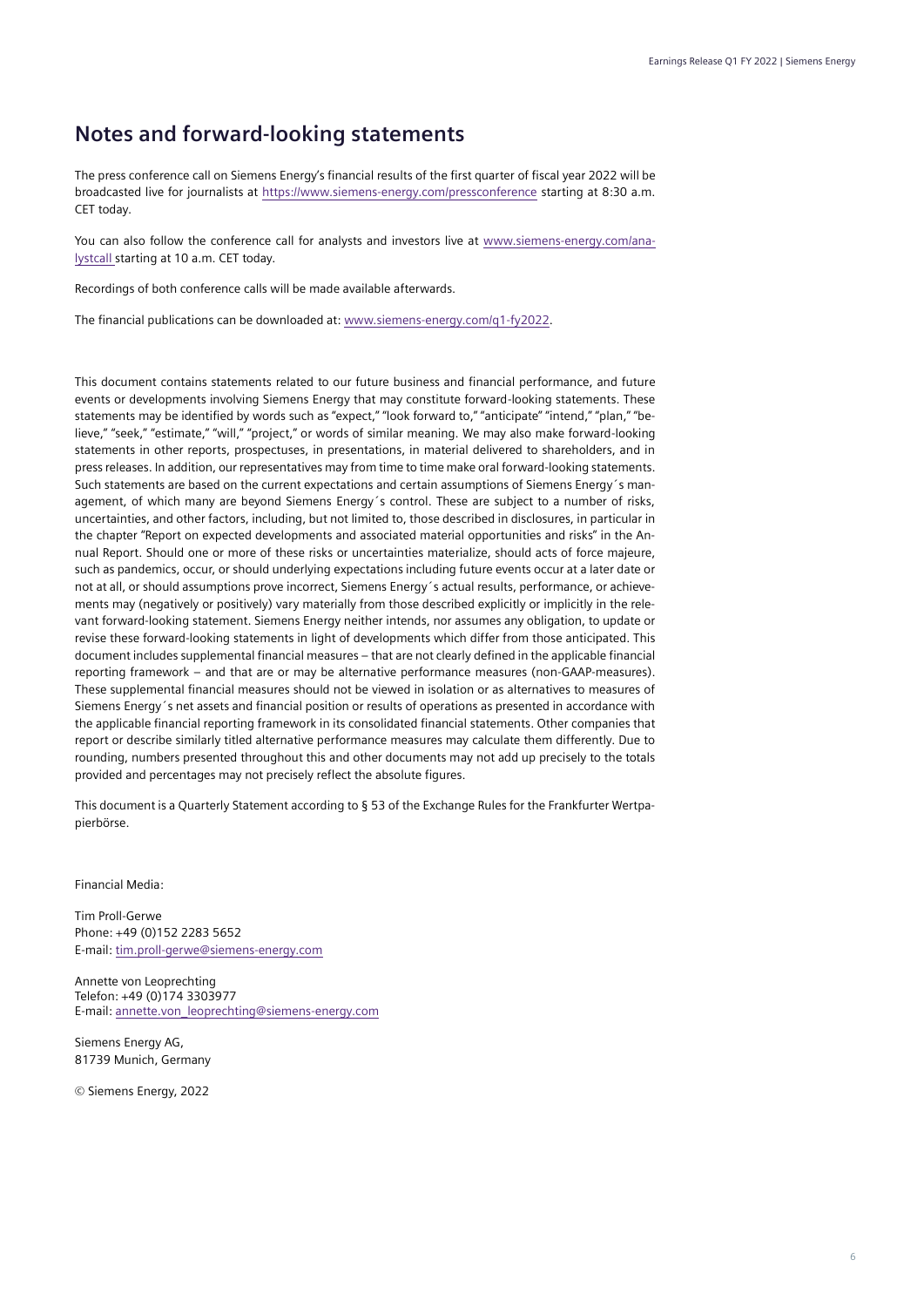## Notes and forward-looking statements

The press conference call on Siemens Energy's financial results of the first quarter of fiscal year 2022 will be broadcasted live for journalists at https://www.siemens-energy.com/pressconference starting at 8:30 a.m. CET today.

You can also follow the conference call for analysts and investors live at www.siemens-energy.com/analystcall starting at 10 a.m. CET today.

Recordings of both conference calls will be made available afterwards.

The financial publications can be downloaded at: www.siemens-energy.com/q1-fy2022.

This document contains statements related to our future business and financial performance, and future events or developments involving Siemens Energy that may constitute forward-looking statements. These statements may be identified by words such as "expect," "look forward to," "anticipate" "intend," "plan," "believe," "seek," "estimate," "will," "project," or words of similar meaning. We may also make forward-looking statements in other reports, prospectuses, in presentations, in material delivered to shareholders, and in press releases. In addition, our representatives may from time to time make oral forward-looking statements. Such statements are based on the current expectations and certain assumptions of Siemens Energy´s management, of which many are beyond Siemens Energy´s control. These are subject to a number of risks, uncertainties, and other factors, including, but not limited to, those described in disclosures, in particular in the chapter "Report on expected developments and associated material opportunities and risks" in the Annual Report. Should one or more of these risks or uncertainties materialize, should acts of force majeure, such as pandemics, occur, or should underlying expectations including future events occur at a later date or not at all, or should assumptions prove incorrect, Siemens Energy´s actual results, performance, or achievements may (negatively or positively) vary materially from those described explicitly or implicitly in the relevant forward-looking statement. Siemens Energy neither intends, nor assumes any obligation, to update or revise these forward-looking statements in light of developments which differ from those anticipated. This document includes supplemental financial measures – that are not clearly defined in the applicable financial reporting framework – and that are or may be alternative performance measures (non-GAAP-measures). These supplemental financial measures should not be viewed in isolation or as alternatives to measures of Siemens Energy´s net assets and financial position or results of operations as presented in accordance with the applicable financial reporting framework in its consolidated financial statements. Other companies that report or describe similarly titled alternative performance measures may calculate them differently. Due to rounding, numbers presented throughout this and other documents may not add up precisely to the totals provided and percentages may not precisely reflect the absolute figures.

This document is a Quarterly Statement according to § 53 of the Exchange Rules for the Frankfurter Wertpapierbörse.

Financial Media:

Tim Proll-Gerwe
Phone: +49 (0)152 2283 5652
E-mail: tim.proll-gerwe@siemens-energy.com

Annette von Leoprechting
Telefon: +49 (0)174 3303977
E-mail: annette.von_leoprechting@siemens-energy.com

Siemens Energy AG,
81739 Munich, Germany

© Siemens Energy, 2022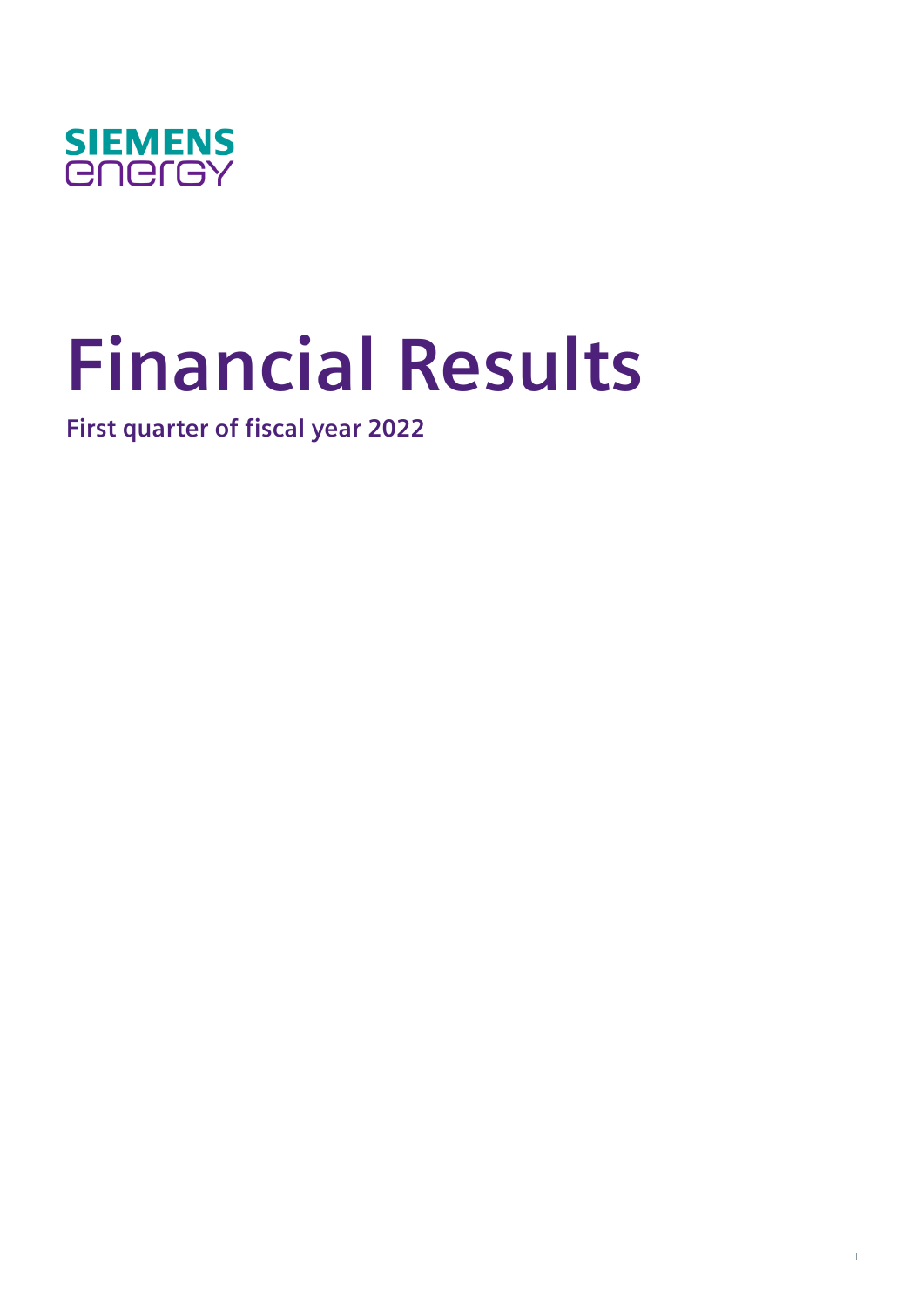SIEMENS
energy

# Financial Results

**First quarter of fiscal year 2022**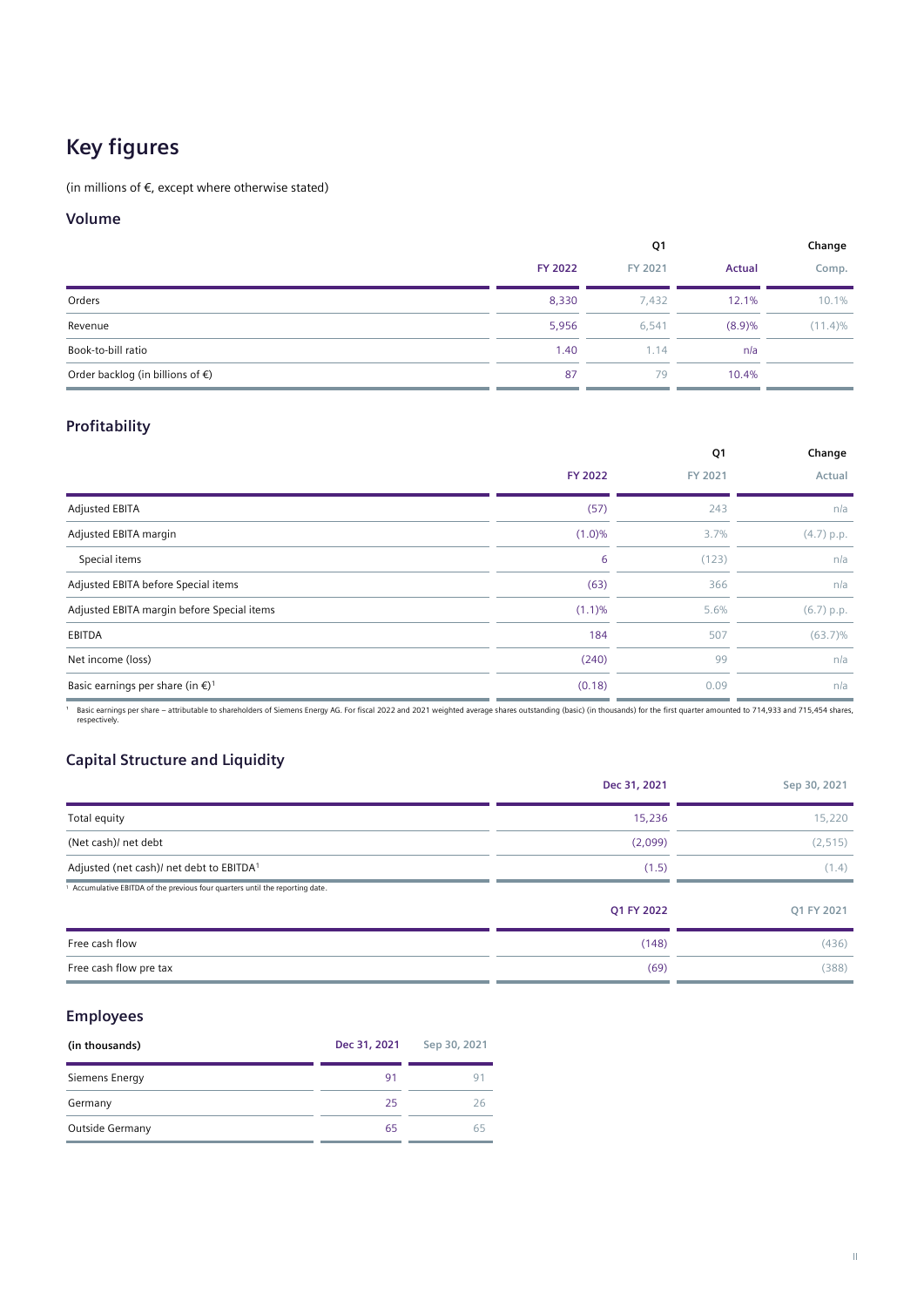# Key figures

(in millions of €, except where otherwise stated)

## Volume

| | Q1 | | Change | |
|---|---|---|---|---|
| | FY 2022 | FY 2021 | Actual | Comp. |
| Orders | 8,330 | 7,432 | 12.1% | 10.1% |
| Revenue | 5,956 | 6,541 | (8.9)% | (11.4)% |
| Book-to-bill ratio | 1.40 | 1.14 | n/a | |
| Order backlog (in billions of €) | 87 | 79 | 10.4% | |

## Profitability

| | Q1 | | Change |
|---|---|---|---|
| | FY 2022 | FY 2021 | Actual |
| Adjusted EBITA | (57) | 243 | n/a |
| Adjusted EBITA margin | (1.0)% | 3.7% | (4.7) p.p. |
| Special items | 6 | (123) | n/a |
| Adjusted EBITA before Special items | (63) | 366 | n/a |
| Adjusted EBITA margin before Special items | (1.1)% | 5.6% | (6.7) p.p. |
| EBITDA | 184 | 507 | (63.7)% |
| Net income (loss) | (240) | 99 | n/a |
| Basic earnings per share (in €)[1] | (0.18) | 0.09 | n/a |

[1] Basic earnings per share – attributable to shareholders of Siemens Energy AG. For fiscal 2022 and 2021 weighted average shares outstanding (basic) (in thousands) for the first quarter amounted to 714,933 and 715,454 shares, respectively.

## Capital Structure and Liquidity

| | Dec 31, 2021 | Sep 30, 2021 |
|---|---|---|
| Total equity | 15,236 | 15,220 |
| (Net cash)/ net debt | (2,099) | (2,515) |
| Adjusted (net cash)/ net debt to EBITDA[1] | (1.5) | (1.4) |

[1] Accumulative EBITDA of the previous four quarters until the reporting date.

| | Q1 FY 2022 | Q1 FY 2021 |
|---|---|---|
| Free cash flow | (148) | (436) |
| Free cash flow pre tax | (69) | (388) |

## Employees

| (in thousands) | Dec 31, 2021 | Sep 30, 2021 |
|---|---|---|
| Siemens Energy | 91 | 91 |
| Germany | 25 | 26 |
| Outside Germany | 65 | 65 |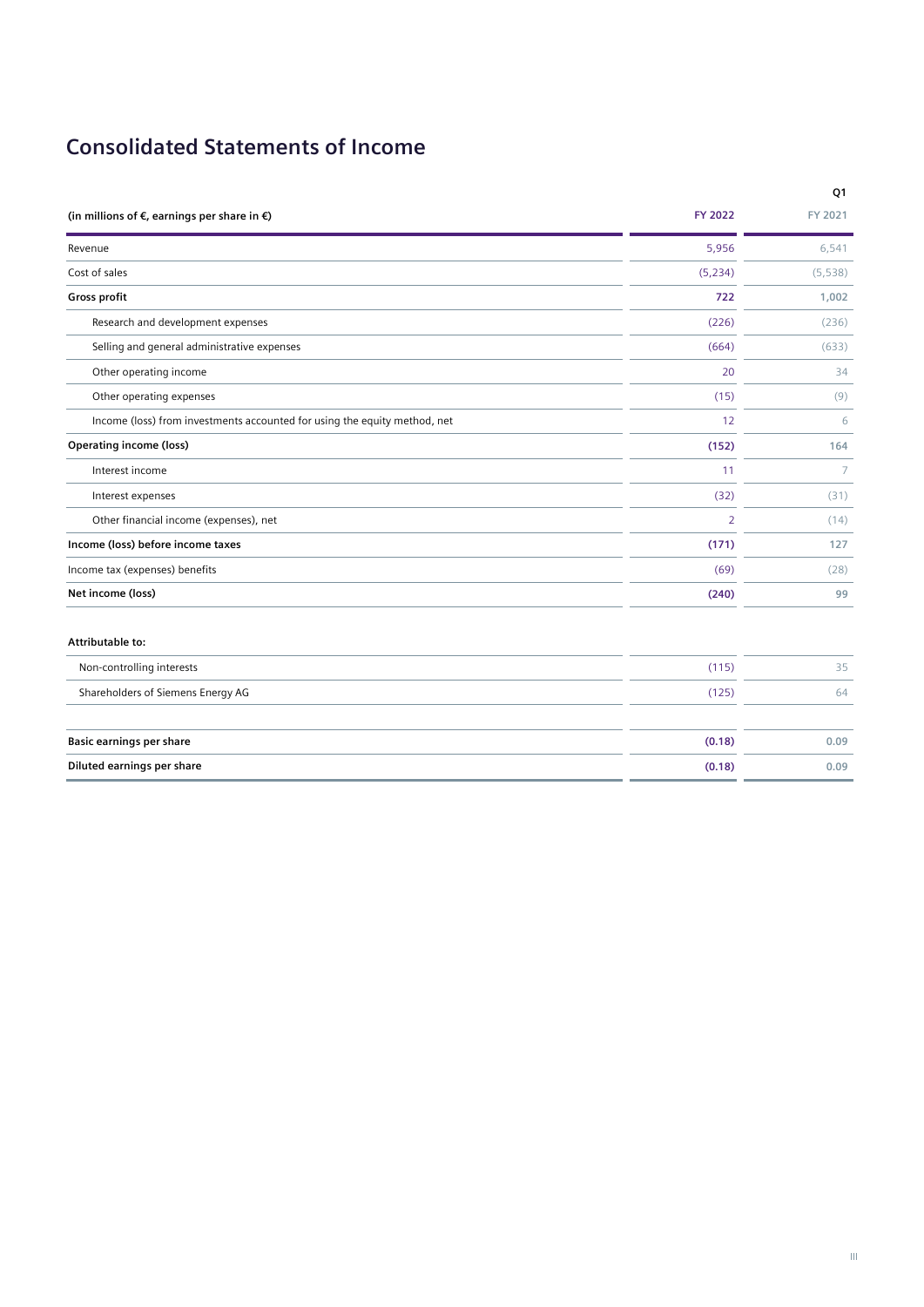# Consolidated Statements of Income

| (in millions of €, earnings per share in €) | Q1 FY 2022 | Q1 FY 2021 |
|---|---|---|
| Revenue | 5,956 | 6,541 |
| Cost of sales | (5,234) | (5,538) |
| **Gross profit** | **722** | **1,002** |
| Research and development expenses | (226) | (236) |
| Selling and general administrative expenses | (664) | (633) |
| Other operating income | 20 | 34 |
| Other operating expenses | (15) | (9) |
| Income (loss) from investments accounted for using the equity method, net | 12 | 6 |
| **Operating income (loss)** | **(152)** | **164** |
| Interest income | 11 | 7 |
| Interest expenses | (32) | (31) |
| Other financial income (expenses), net | 2 | (14) |
| **Income (loss) before income taxes** | **(171)** | **127** |
| Income tax (expenses) benefits | (69) | (28) |
| **Net income (loss)** | **(240)** | **99** |
| | | |
| **Attributable to:** | | |
| Non-controlling interests | (115) | 35 |
| Shareholders of Siemens Energy AG | (125) | 64 |
| | | |
| **Basic earnings per share** | **(0.18)** | **0.09** |
| **Diluted earnings per share** | **(0.18)** | **0.09** |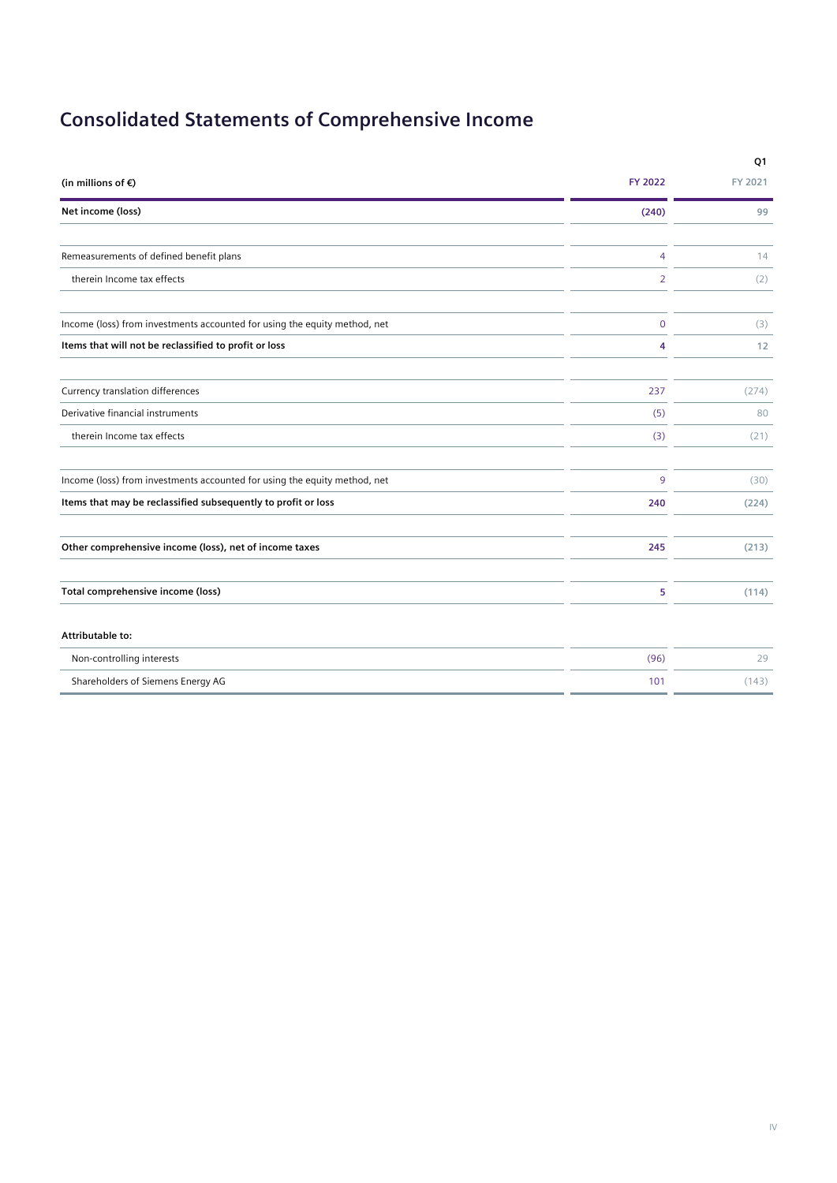# Consolidated Statements of Comprehensive Income

| (in millions of €) | Q1 FY 2022 | FY 2021 |
|---|---|---|
| **Net income (loss)** | **(240)** | **99** |
| Remeasurements of defined benefit plans | 4 | 14 |
| therein Income tax effects | 2 | (2) |
| Income (loss) from investments accounted for using the equity method, net | 0 | (3) |
| **Items that will not be reclassified to profit or loss** | **4** | **12** |
| Currency translation differences | 237 | (274) |
| Derivative financial instruments | (5) | 80 |
| therein Income tax effects | (3) | (21) |
| Income (loss) from investments accounted for using the equity method, net | 9 | (30) |
| **Items that may be reclassified subsequently to profit or loss** | **240** | **(224)** |
| **Other comprehensive income (loss), net of income taxes** | **245** | **(213)** |
| **Total comprehensive income (loss)** | **5** | **(114)** |
| **Attributable to:** | | |
| Non-controlling interests | (96) | 29 |
| Shareholders of Siemens Energy AG | 101 | (143) |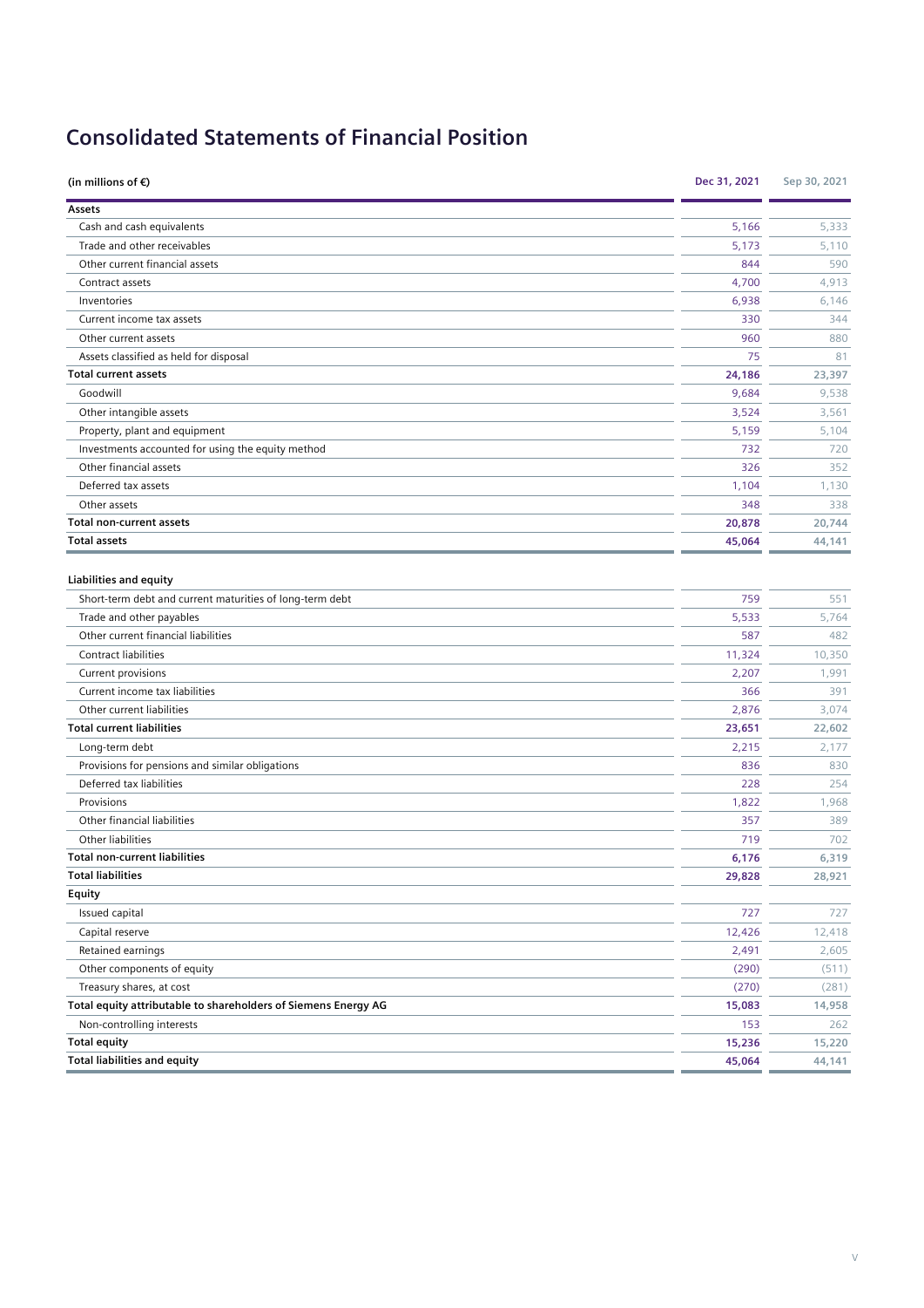# Consolidated Statements of Financial Position

| (in millions of €) | Dec 31, 2021 | Sep 30, 2021 |
|---|---|---|
| **Assets** | | |
| Cash and cash equivalents | 5,166 | 5,333 |
| Trade and other receivables | 5,173 | 5,110 |
| Other current financial assets | 844 | 590 |
| Contract assets | 4,700 | 4,913 |
| Inventories | 6,938 | 6,146 |
| Current income tax assets | 330 | 344 |
| Other current assets | 960 | 880 |
| Assets classified as held for disposal | 75 | 81 |
| **Total current assets** | **24,186** | **23,397** |
| Goodwill | 9,684 | 9,538 |
| Other intangible assets | 3,524 | 3,561 |
| Property, plant and equipment | 5,159 | 5,104 |
| Investments accounted for using the equity method | 732 | 720 |
| Other financial assets | 326 | 352 |
| Deferred tax assets | 1,104 | 1,130 |
| Other assets | 348 | 338 |
| **Total non-current assets** | **20,878** | **20,744** |
| **Total assets** | **45,064** | **44,141** |
| | | |
| **Liabilities and equity** | | |
| Short-term debt and current maturities of long-term debt | 759 | 551 |
| Trade and other payables | 5,533 | 5,764 |
| Other current financial liabilities | 587 | 482 |
| Contract liabilities | 11,324 | 10,350 |
| Current provisions | 2,207 | 1,991 |
| Current income tax liabilities | 366 | 391 |
| Other current liabilities | 2,876 | 3,074 |
| **Total current liabilities** | **23,651** | **22,602** |
| Long-term debt | 2,215 | 2,177 |
| Provisions for pensions and similar obligations | 836 | 830 |
| Deferred tax liabilities | 228 | 254 |
| Provisions | 1,822 | 1,968 |
| Other financial liabilities | 357 | 389 |
| Other liabilities | 719 | 702 |
| **Total non-current liabilities** | **6,176** | **6,319** |
| **Total liabilities** | **29,828** | **28,921** |
| **Equity** | | |
| Issued capital | 727 | 727 |
| Capital reserve | 12,426 | 12,418 |
| Retained earnings | 2,491 | 2,605 |
| Other components of equity | (290) | (511) |
| Treasury shares, at cost | (270) | (281) |
| **Total equity attributable to shareholders of Siemens Energy AG** | **15,083** | **14,958** |
| Non-controlling interests | 153 | 262 |
| **Total equity** | **15,236** | **15,220** |
| **Total liabilities and equity** | **45,064** | **44,141** |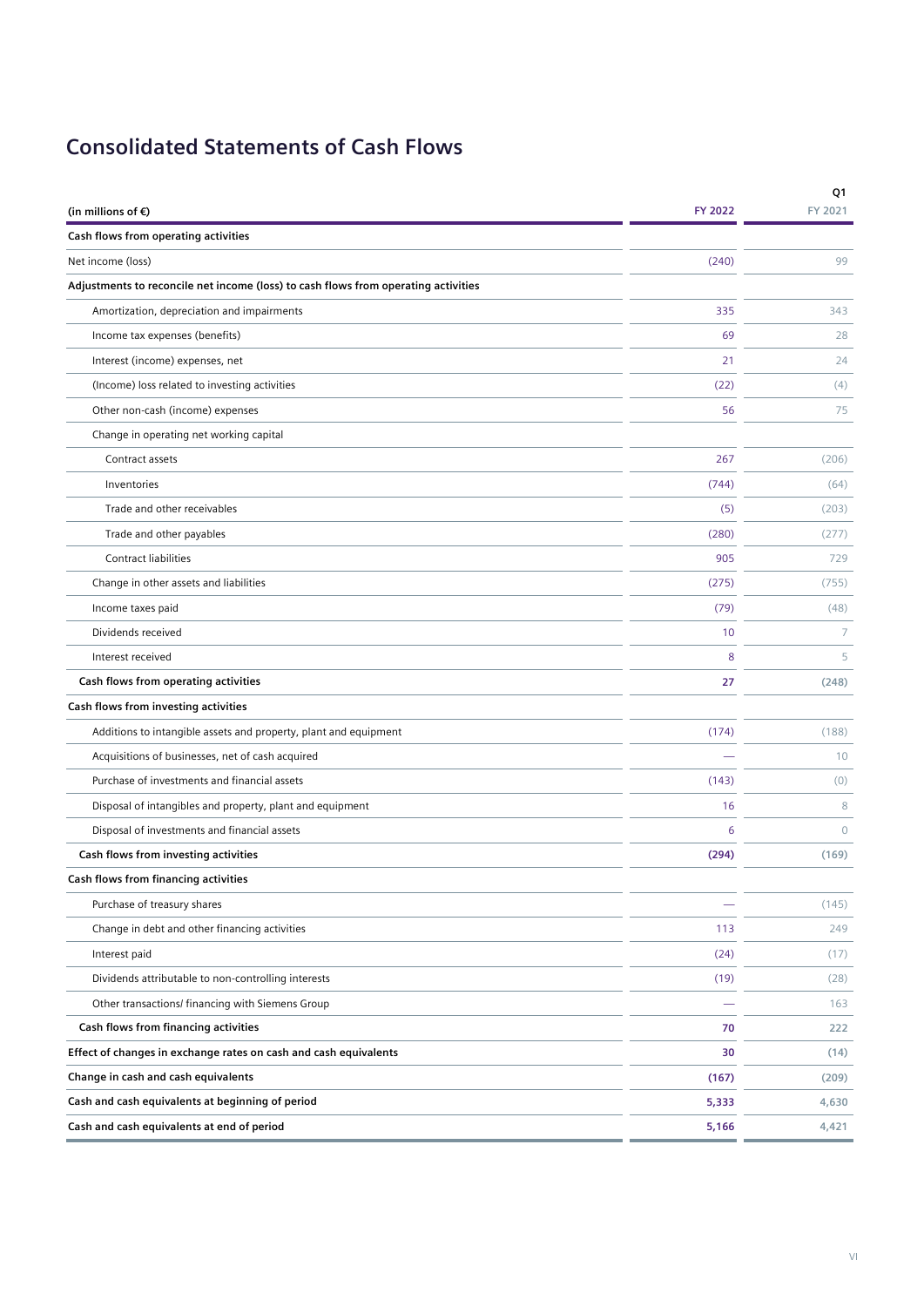# Consolidated Statements of Cash Flows

| (in millions of €) | Q1 FY 2022 | Q1 FY 2021 |
|---|---|---|
| **Cash flows from operating activities** | | |
| Net income (loss) | (240) | 99 |
| **Adjustments to reconcile net income (loss) to cash flows from operating activities** | | |
| Amortization, depreciation and impairments | 335 | 343 |
| Income tax expenses (benefits) | 69 | 28 |
| Interest (income) expenses, net | 21 | 24 |
| (Income) loss related to investing activities | (22) | (4) |
| Other non-cash (income) expenses | 56 | 75 |
| Change in operating net working capital | | |
| Contract assets | 267 | (206) |
| Inventories | (744) | (64) |
| Trade and other receivables | (5) | (203) |
| Trade and other payables | (280) | (277) |
| Contract liabilities | 905 | 729 |
| Change in other assets and liabilities | (275) | (755) |
| Income taxes paid | (79) | (48) |
| Dividends received | 10 | 7 |
| Interest received | 8 | 5 |
| **Cash flows from operating activities** | **27** | **(248)** |
| **Cash flows from investing activities** | | |
| Additions to intangible assets and property, plant and equipment | (174) | (188) |
| Acquisitions of businesses, net of cash acquired | — | 10 |
| Purchase of investments and financial assets | (143) | (0) |
| Disposal of intangibles and property, plant and equipment | 16 | 8 |
| Disposal of investments and financial assets | 6 | 0 |
| **Cash flows from investing activities** | **(294)** | **(169)** |
| **Cash flows from financing activities** | | |
| Purchase of treasury shares | — | (145) |
| Change in debt and other financing activities | 113 | 249 |
| Interest paid | (24) | (17) |
| Dividends attributable to non-controlling interests | (19) | (28) |
| Other transactions/ financing with Siemens Group | — | 163 |
| **Cash flows from financing activities** | **70** | **222** |
| **Effect of changes in exchange rates on cash and cash equivalents** | **30** | **(14)** |
| **Change in cash and cash equivalents** | **(167)** | **(209)** |
| **Cash and cash equivalents at beginning of period** | **5,333** | **4,630** |
| **Cash and cash equivalents at end of period** | **5,166** | **4,421** |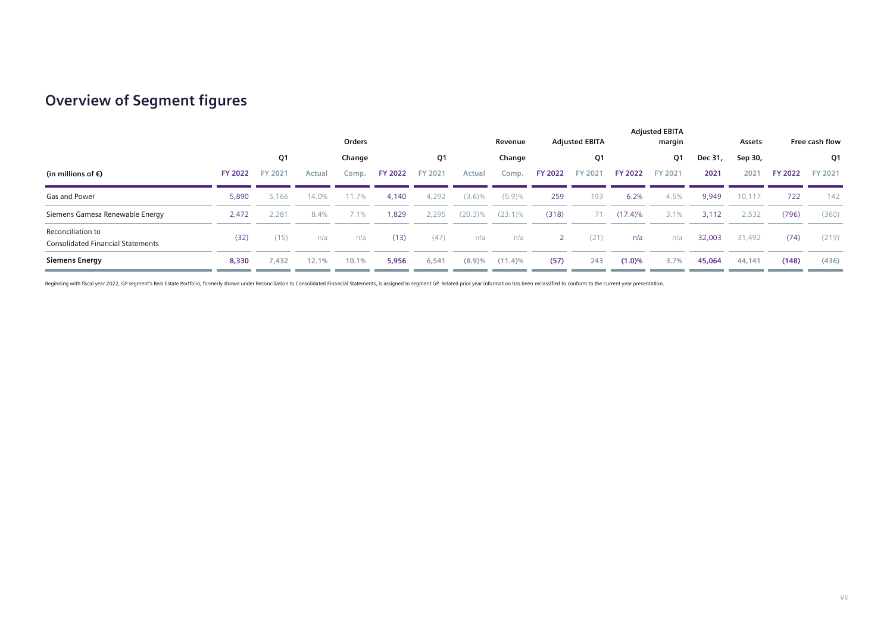## Overview of Segment figures

| (in millions of €) | Orders | | | | Revenue | | | | Adjusted EBITA | | Adjusted EBITA margin | | Assets | | Free cash flow | |
|---|---|---|---|---|---|---|---|---|---|---|---|---|---|---|---|---|
| | Q1 | | Change | | Q1 | | Change | | Q1 | | Q1 | | Dec 31, | Sep 30, | Q1 | |
| | FY 2022 | FY 2021 | Actual | Comp. | FY 2022 | FY 2021 | Actual | Comp. | FY 2022 | FY 2021 | FY 2022 | FY 2021 | 2021 | 2021 | FY 2022 | FY 2021 |
| Gas and Power | 5,890 | 5,166 | 14.0% | 11.7% | 4,140 | 4,292 | (3.6)% | (5.9)% | 259 | 193 | 6.2% | 4.5% | 9,949 | 10,117 | 722 | 142 |
| Siemens Gamesa Renewable Energy | 2,472 | 2,281 | 8.4% | 7.1% | 1,829 | 2,295 | (20.3)% | (23.1)% | (318) | 71 | (17.4)% | 3.1% | 3,112 | 2,532 | (796) | (360) |
| Reconciliation to Consolidated Financial Statements | (32) | (15) | n/a | n/a | (13) | (47) | n/a | n/a | 2 | (21) | n/a | n/a | 32,003 | 31,492 | (74) | (219) |
| **Siemens Energy** | **8,330** | **7,432** | **12.1%** | **10.1%** | **5,956** | **6,541** | **(8.9)%** | **(11.4)%** | **(57)** | **243** | **(1.0)%** | **3.7%** | **45,064** | **44,141** | **(148)** | **(436)** |

Beginning with fiscal year 2022, GP segment's Real Estate Portfolio, formerly shown under Reconciliation to Consolidated Financial Statements, is assigned to segment GP. Related prior year information has been reclassified to conform to the current year presentation.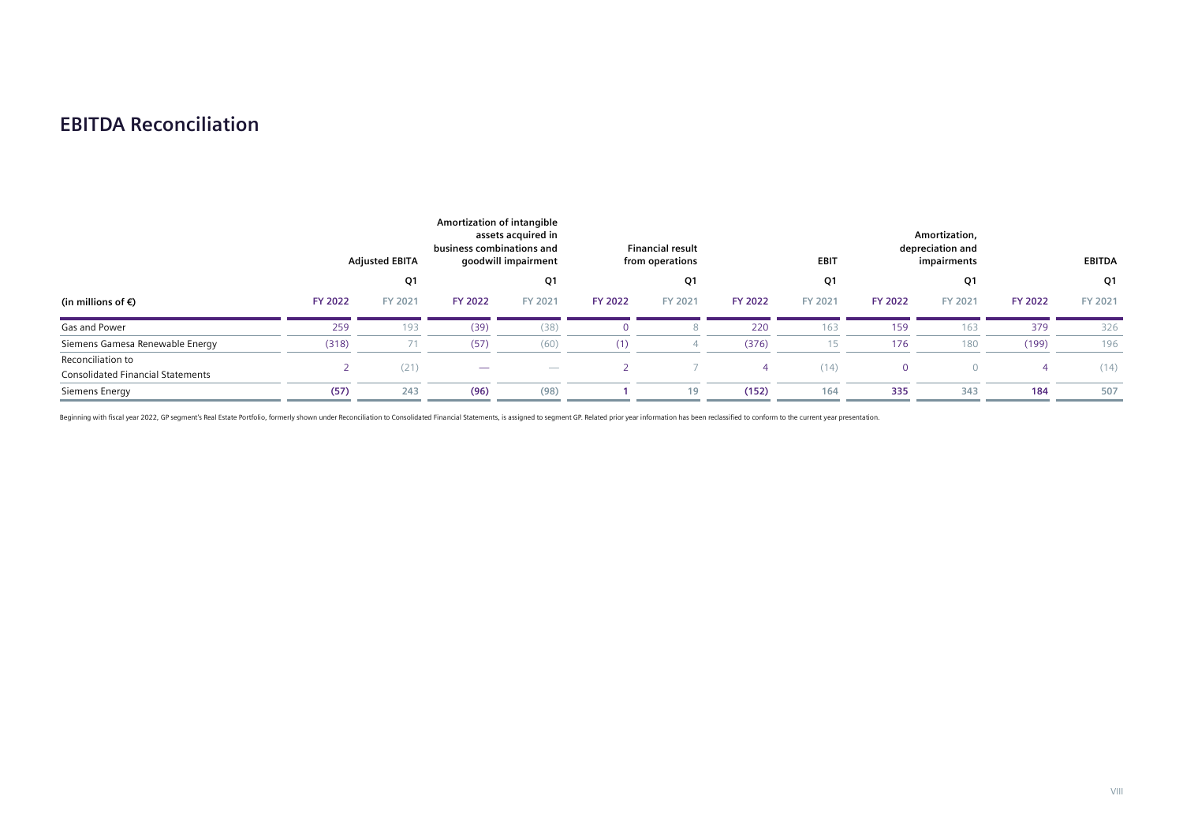## EBITDA Reconciliation

| (in millions of €) | Adjusted EBITA | | Amortization of intangible assets acquired in business combinations and goodwill impairment | | Financial result from operations | | EBIT | | Amortization, depreciation and impairments | | EBITDA | |
|---|---|---|---|---|---|---|---|---|---|---|---|---|
| | Q1 | | Q1 | | Q1 | | Q1 | | Q1 | | Q1 | |
| | FY 2022 | FY 2021 | FY 2022 | FY 2021 | FY 2022 | FY 2021 | FY 2022 | FY 2021 | FY 2022 | FY 2021 | FY 2022 | FY 2021 |
| Gas and Power | 259 | 193 | (39) | (38) | 0 | 8 | 220 | 163 | 159 | 163 | 379 | 326 |
| Siemens Gamesa Renewable Energy | (318) | 71 | (57) | (60) | (1) | 4 | (376) | 15 | 176 | 180 | (199) | 196 |
| Reconciliation to Consolidated Financial Statements | 2 | (21) | — | — | 2 | 7 | 4 | (14) | 0 | 0 | 4 | (14) |
| Siemens Energy | **(57)** | **243** | **(96)** | **(98)** | **1** | **19** | **(152)** | **164** | **335** | **343** | **184** | **507** |

Beginning with fiscal year 2022, GP segment's Real Estate Portfolio, formerly shown under Reconciliation to Consolidated Financial Statements, is assigned to segment GP. Related prior year information has been reclassified to conform to the current year presentation.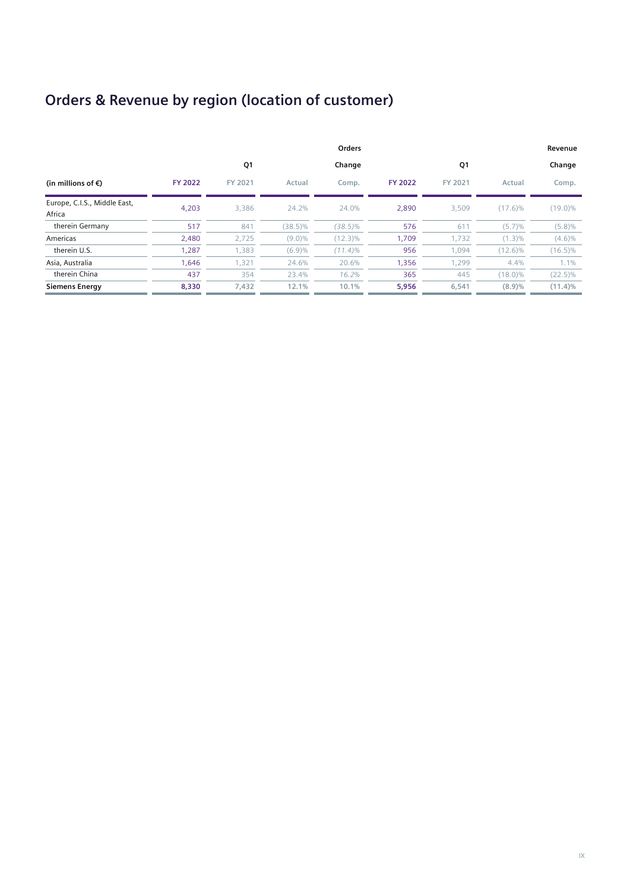## Orders & Revenue by region (location of customer)

| | Orders | | | | Revenue | | | |
|---|---|---|---|---|---|---|---|---|
| | Q1 | | Change | | Q1 | | Change | |
| (in millions of €) | FY 2022 | FY 2021 | Actual | Comp. | FY 2022 | FY 2021 | Actual | Comp. |
| Europe, C.I.S., Middle East, Africa | 4,203 | 3,386 | 24.2% | 24.0% | 2,890 | 3,509 | (17.6)% | (19.0)% |
| therein Germany | 517 | 841 | (38.5)% | *(38.5)%* | 576 | 611 | (5.7)% | (5.8)% |
| Americas | 2,480 | 2,725 | (9.0)% | (12.3)% | 1,709 | 1,732 | (1.3)% | (4.6)% |
| therein U.S. | 1,287 | 1,383 | (6.9)% | *(11.4)%* | 956 | 1,094 | (12.6)% | (16.5)% |
| Asia, Australia | 1,646 | 1,321 | 24.6% | 20.6% | 1,356 | 1,299 | 4.4% | 1.1% |
| therein China | 437 | 354 | 23.4% | *16.2%* | 365 | 445 | (18.0)% | (22.5)% |
| **Siemens Energy** | **8,330** | **7,432** | **12.1%** | **10.1%** | **5,956** | **6,541** | **(8.9)%** | **(11.4)%** |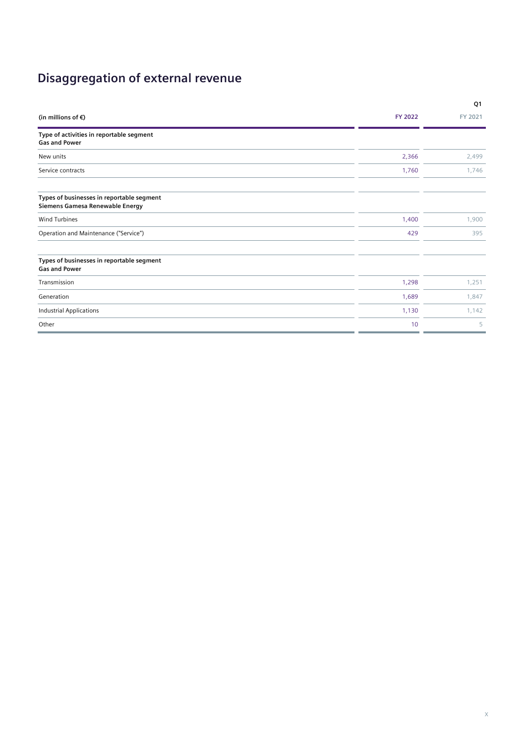# Disaggregation of external revenue

| (in millions of €) | Q1 | |
|---|---|---|
| | FY 2022 | FY 2021 |
| **Type of activities in reportable segment Gas and Power** | | |
| New units | 2,366 | 2,499 |
| Service contracts | 1,760 | 1,746 |
| **Types of businesses in reportable segment Siemens Gamesa Renewable Energy** | | |
| Wind Turbines | 1,400 | 1,900 |
| Operation and Maintenance ("Service") | 429 | 395 |
| **Types of businesses in reportable segment Gas and Power** | | |
| Transmission | 1,298 | 1,251 |
| Generation | 1,689 | 1,847 |
| Industrial Applications | 1,130 | 1,142 |
| Other | 10 | 5 |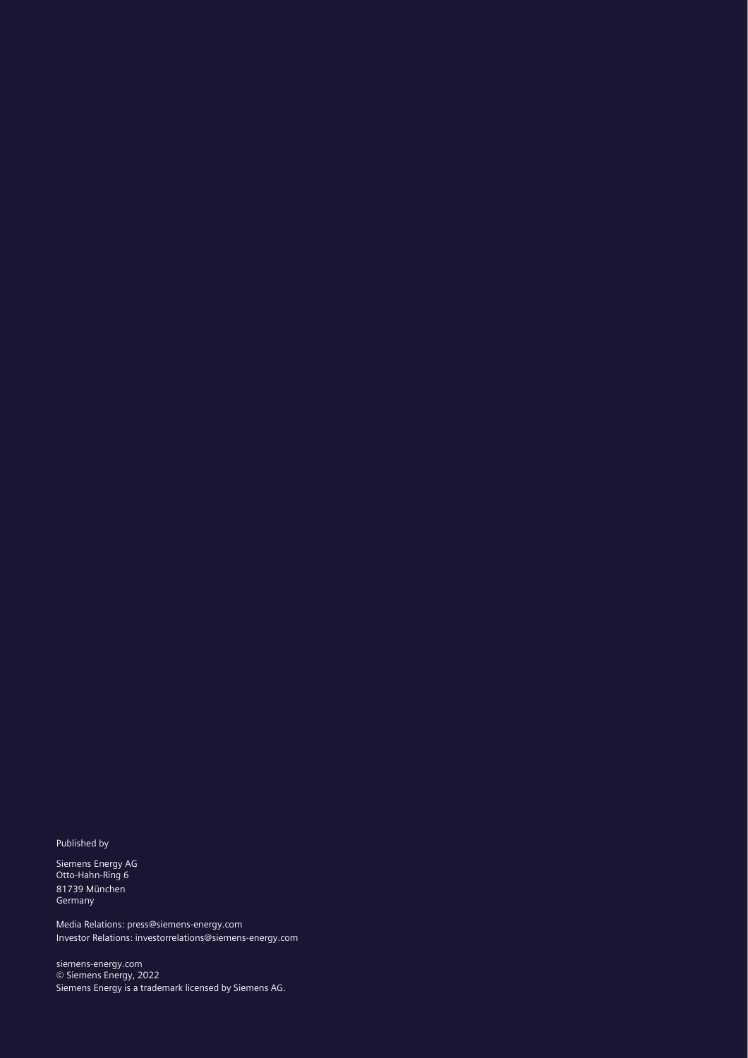Published by

Siemens Energy AG
Otto-Hahn-Ring 6
81739 München
Germany

Media Relations: press@siemens-energy.com
Investor Relations: investorrelations@siemens-energy.com

siemens-energy.com
© Siemens Energy, 2022
Siemens Energy is a trademark licensed by Siemens AG.